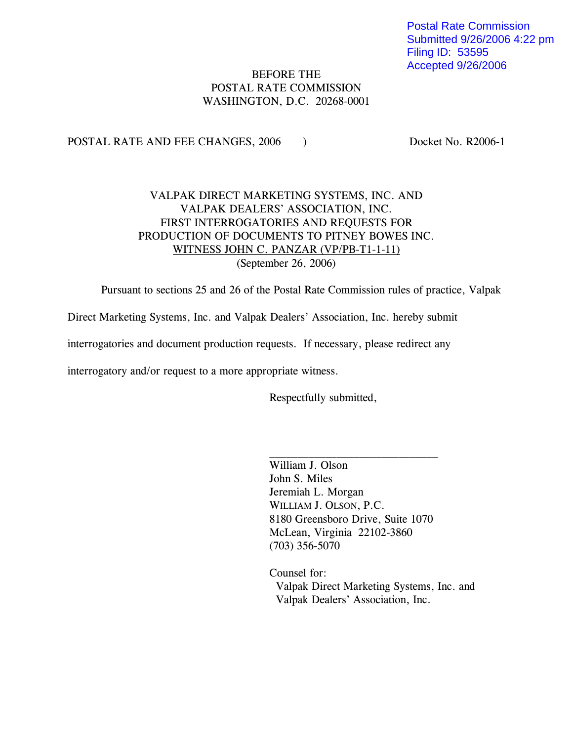Postal Rate Commission
Submitted 9/26/2006 4:22 pm
Filing ID: 53595
Accepted 9/26/2006

BEFORE THE
POSTAL RATE COMMISSION
WASHINGTON, D.C. 20268-0001

POSTAL RATE AND FEE CHANGES, 2006 ) Docket No. R2006-1

VALPAK DIRECT MARKETING SYSTEMS, INC. AND
VALPAK DEALERS' ASSOCIATION, INC.
FIRST INTERROGATORIES AND REQUESTS FOR
PRODUCTION OF DOCUMENTS TO PITNEY BOWES INC.
WITNESS JOHN C. PANZAR (VP/PB-T1-1-11)
(September 26, 2006)

Pursuant to sections 25 and 26 of the Postal Rate Commission rules of practice, Valpak Direct Marketing Systems, Inc. and Valpak Dealers' Association, Inc. hereby submit interrogatories and document production requests. If necessary, please redirect any interrogatory and/or request to a more appropriate witness.

Respectfully submitted,

\_\_\_\_\_\_\_\_\_\_\_\_\_\_\_\_\_\_\_\_\_\_\_\_\_\_\_\_\_\_

William J. Olson
John S. Miles
Jeremiah L. Morgan
WILLIAM J. OLSON, P.C.
8180 Greensboro Drive, Suite 1070
McLean, Virginia 22102-3860
(703) 356-5070

Counsel for:
Valpak Direct Marketing Systems, Inc. and
Valpak Dealers' Association, Inc.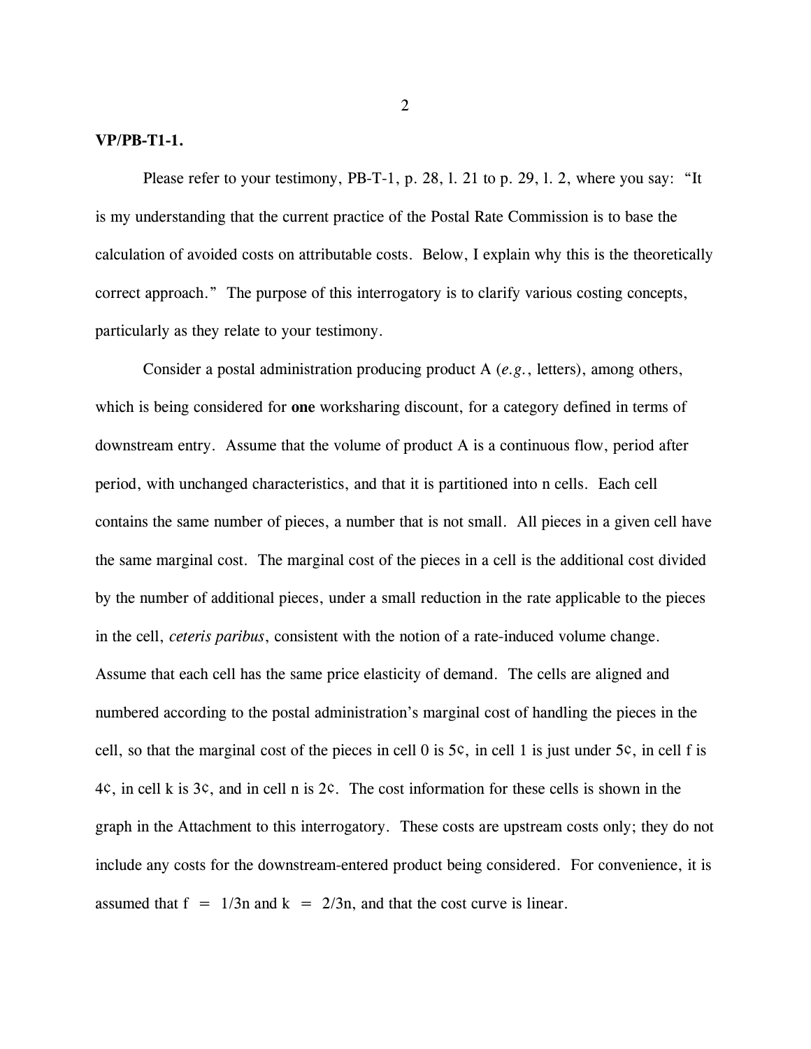**VP/PB-T1-1.**

Please refer to your testimony, PB-T-1, p. 28, l. 21 to p. 29, l. 2, where you say: "It is my understanding that the current practice of the Postal Rate Commission is to base the calculation of avoided costs on attributable costs. Below, I explain why this is the theoretically correct approach." The purpose of this interrogatory is to clarify various costing concepts, particularly as they relate to your testimony.

Consider a postal administration producing product A (*e.g.*, letters), among others, which is being considered for **one** worksharing discount, for a category defined in terms of downstream entry. Assume that the volume of product A is a continuous flow, period after period, with unchanged characteristics, and that it is partitioned into n cells. Each cell contains the same number of pieces, a number that is not small. All pieces in a given cell have the same marginal cost. The marginal cost of the pieces in a cell is the additional cost divided by the number of additional pieces, under a small reduction in the rate applicable to the pieces in the cell, *ceteris paribus*, consistent with the notion of a rate-induced volume change. Assume that each cell has the same price elasticity of demand. The cells are aligned and numbered according to the postal administration's marginal cost of handling the pieces in the cell, so that the marginal cost of the pieces in cell 0 is 5¢, in cell 1 is just under 5¢, in cell f is 4¢, in cell k is 3¢, and in cell n is 2¢. The cost information for these cells is shown in the graph in the Attachment to this interrogatory. These costs are upstream costs only; they do not include any costs for the downstream-entered product being considered. For convenience, it is assumed that $f = 1/3n$ and $k = 2/3n$, and that the cost curve is linear.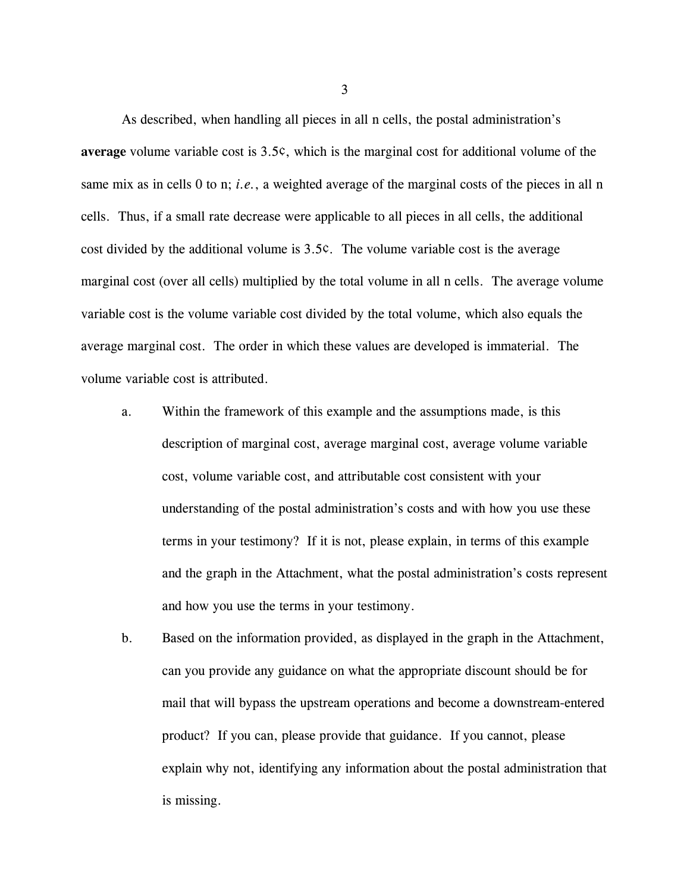As described, when handling all pieces in all n cells, the postal administration's **average** volume variable cost is 3.5¢, which is the marginal cost for additional volume of the same mix as in cells 0 to n; *i.e.*, a weighted average of the marginal costs of the pieces in all n cells. Thus, if a small rate decrease were applicable to all pieces in all cells, the additional cost divided by the additional volume is 3.5¢. The volume variable cost is the average marginal cost (over all cells) multiplied by the total volume in all n cells. The average volume variable cost is the volume variable cost divided by the total volume, which also equals the average marginal cost. The order in which these values are developed is immaterial. The volume variable cost is attributed.

a. Within the framework of this example and the assumptions made, is this description of marginal cost, average marginal cost, average volume variable cost, volume variable cost, and attributable cost consistent with your understanding of the postal administration's costs and with how you use these terms in your testimony? If it is not, please explain, in terms of this example and the graph in the Attachment, what the postal administration's costs represent and how you use the terms in your testimony.

b. Based on the information provided, as displayed in the graph in the Attachment, can you provide any guidance on what the appropriate discount should be for mail that will bypass the upstream operations and become a downstream-entered product? If you can, please provide that guidance. If you cannot, please explain why not, identifying any information about the postal administration that is missing.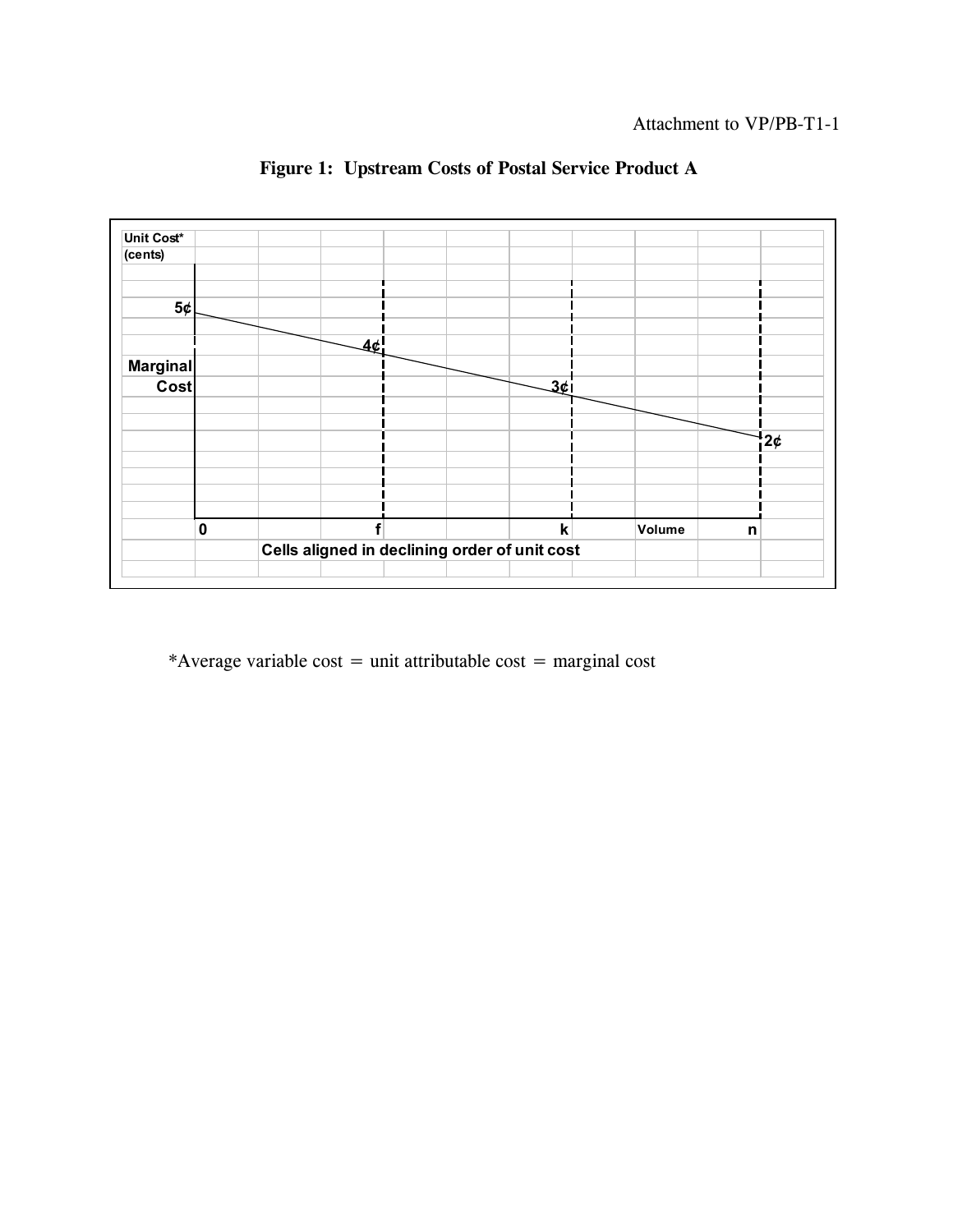Attachment to VP/PB-T1-1

**Figure 1: Upstream Costs of Postal Service Product A**

Unit Cost* (cents)

5¢

4¢

Marginal Cost

3¢

2¢

0 f k Volume n

Cells aligned in declining order of unit cost

*Average variable cost = unit attributable cost = marginal cost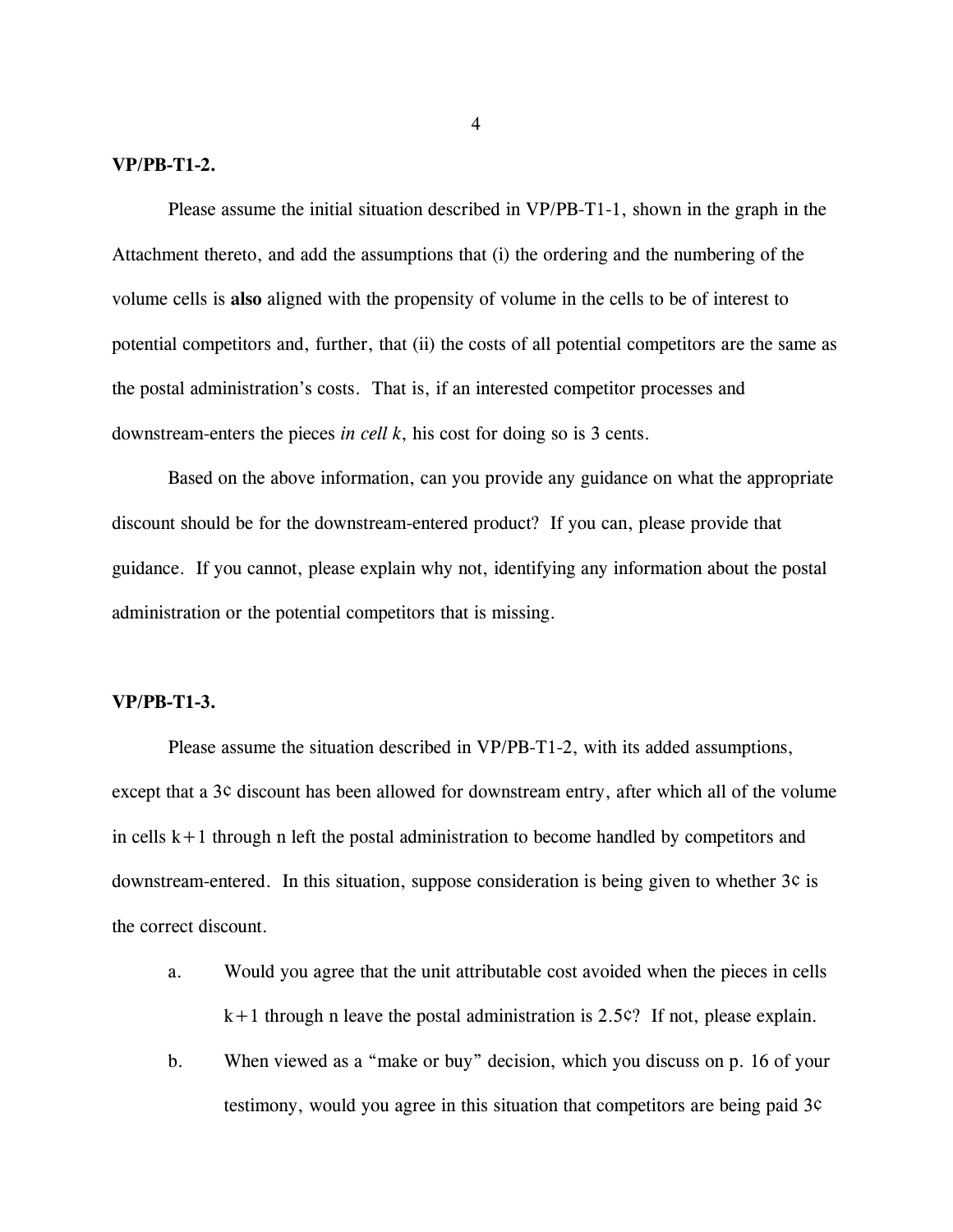**VP/PB-T1-2.**

Please assume the initial situation described in VP/PB-T1-1, shown in the graph in the Attachment thereto, and add the assumptions that (i) the ordering and the numbering of the volume cells is **also** aligned with the propensity of volume in the cells to be of interest to potential competitors and, further, that (ii) the costs of all potential competitors are the same as the postal administration's costs. That is, if an interested competitor processes and downstream-enters the pieces *in cell k*, his cost for doing so is 3 cents.

Based on the above information, can you provide any guidance on what the appropriate discount should be for the downstream-entered product? If you can, please provide that guidance. If you cannot, please explain why not, identifying any information about the postal administration or the potential competitors that is missing.

**VP/PB-T1-3.**

Please assume the situation described in VP/PB-T1-2, with its added assumptions, except that a 3¢ discount has been allowed for downstream entry, after which all of the volume in cells k+1 through n left the postal administration to become handled by competitors and downstream-entered. In this situation, suppose consideration is being given to whether 3¢ is the correct discount.

a. Would you agree that the unit attributable cost avoided when the pieces in cells k+1 through n leave the postal administration is 2.5¢? If not, please explain.

b. When viewed as a "make or buy" decision, which you discuss on p. 16 of your testimony, would you agree in this situation that competitors are being paid 3¢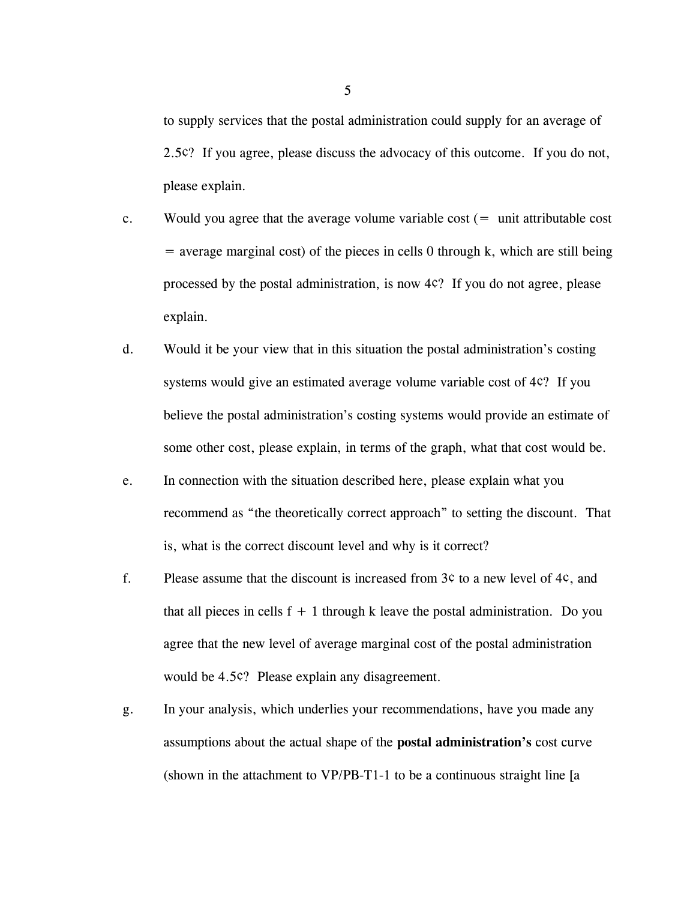to supply services that the postal administration could supply for an average of 2.5¢? If you agree, please discuss the advocacy of this outcome. If you do not, please explain.

c. Would you agree that the average volume variable cost (= unit attributable cost = average marginal cost) of the pieces in cells 0 through k, which are still being processed by the postal administration, is now 4¢? If you do not agree, please explain.

d. Would it be your view that in this situation the postal administration's costing systems would give an estimated average volume variable cost of 4¢? If you believe the postal administration's costing systems would provide an estimate of some other cost, please explain, in terms of the graph, what that cost would be.

e. In connection with the situation described here, please explain what you recommend as "the theoretically correct approach" to setting the discount. That is, what is the correct discount level and why is it correct?

f. Please assume that the discount is increased from 3¢ to a new level of 4¢, and that all pieces in cells f + 1 through k leave the postal administration. Do you agree that the new level of average marginal cost of the postal administration would be 4.5¢? Please explain any disagreement.

g. In your analysis, which underlies your recommendations, have you made any assumptions about the actual shape of the **postal administration's** cost curve (shown in the attachment to VP/PB-T1-1 to be a continuous straight line [a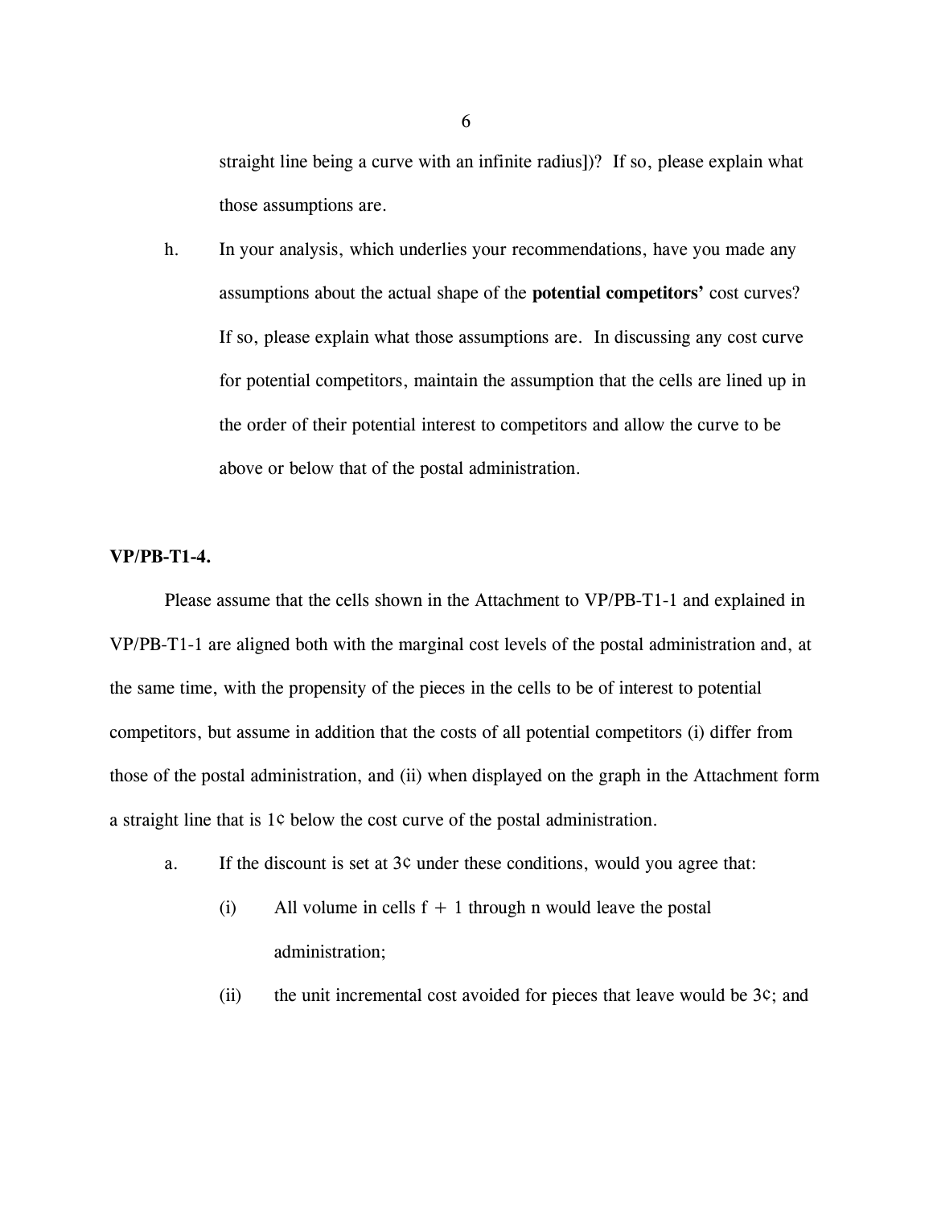straight line being a curve with an infinite radius])? If so, please explain what those assumptions are.

h. In your analysis, which underlies your recommendations, have you made any assumptions about the actual shape of the **potential competitors'** cost curves? If so, please explain what those assumptions are. In discussing any cost curve for potential competitors, maintain the assumption that the cells are lined up in the order of their potential interest to competitors and allow the curve to be above or below that of the postal administration.

**VP/PB-T1-4.**

Please assume that the cells shown in the Attachment to VP/PB-T1-1 and explained in VP/PB-T1-1 are aligned both with the marginal cost levels of the postal administration and, at the same time, with the propensity of the pieces in the cells to be of interest to potential competitors, but assume in addition that the costs of all potential competitors (i) differ from those of the postal administration, and (ii) when displayed on the graph in the Attachment form a straight line that is 1¢ below the cost curve of the postal administration.

a. If the discount is set at 3¢ under these conditions, would you agree that:

   (i) All volume in cells f + 1 through n would leave the postal administration;

   (ii) the unit incremental cost avoided for pieces that leave would be 3¢; and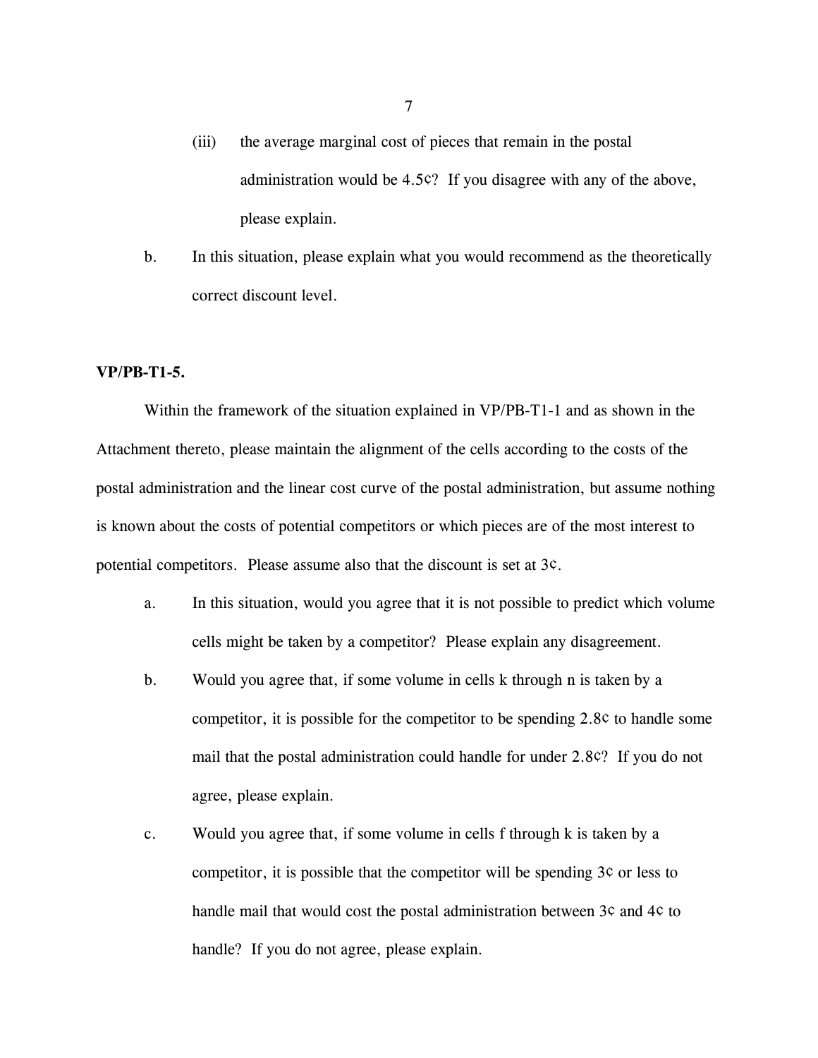(iii) the average marginal cost of pieces that remain in the postal administration would be 4.5¢? If you disagree with any of the above, please explain.

b. In this situation, please explain what you would recommend as the theoretically correct discount level.

**VP/PB-T1-5.**

Within the framework of the situation explained in VP/PB-T1-1 and as shown in the Attachment thereto, please maintain the alignment of the cells according to the costs of the postal administration and the linear cost curve of the postal administration, but assume nothing is known about the costs of potential competitors or which pieces are of the most interest to potential competitors. Please assume also that the discount is set at 3¢.

a. In this situation, would you agree that it is not possible to predict which volume cells might be taken by a competitor? Please explain any disagreement.

b. Would you agree that, if some volume in cells k through n is taken by a competitor, it is possible for the competitor to be spending 2.8¢ to handle some mail that the postal administration could handle for under 2.8¢? If you do not agree, please explain.

c. Would you agree that, if some volume in cells f through k is taken by a competitor, it is possible that the competitor will be spending 3¢ or less to handle mail that would cost the postal administration between 3¢ and 4¢ to handle? If you do not agree, please explain.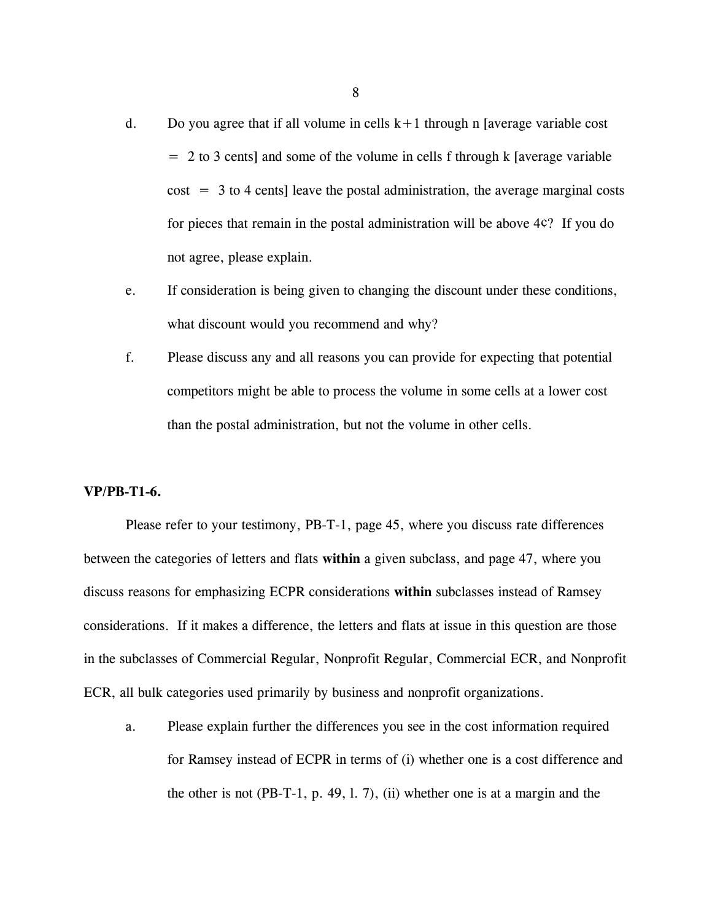d. Do you agree that if all volume in cells k+1 through n [average variable cost = 2 to 3 cents] and some of the volume in cells f through k [average variable cost = 3 to 4 cents] leave the postal administration, the average marginal costs for pieces that remain in the postal administration will be above 4¢? If you do not agree, please explain.

e. If consideration is being given to changing the discount under these conditions, what discount would you recommend and why?

f. Please discuss any and all reasons you can provide for expecting that potential competitors might be able to process the volume in some cells at a lower cost than the postal administration, but not the volume in other cells.

**VP/PB-T1-6.**

Please refer to your testimony, PB-T-1, page 45, where you discuss rate differences between the categories of letters and flats **within** a given subclass, and page 47, where you discuss reasons for emphasizing ECPR considerations **within** subclasses instead of Ramsey considerations. If it makes a difference, the letters and flats at issue in this question are those in the subclasses of Commercial Regular, Nonprofit Regular, Commercial ECR, and Nonprofit ECR, all bulk categories used primarily by business and nonprofit organizations.

a. Please explain further the differences you see in the cost information required for Ramsey instead of ECPR in terms of (i) whether one is a cost difference and the other is not (PB-T-1, p. 49, l. 7), (ii) whether one is at a margin and the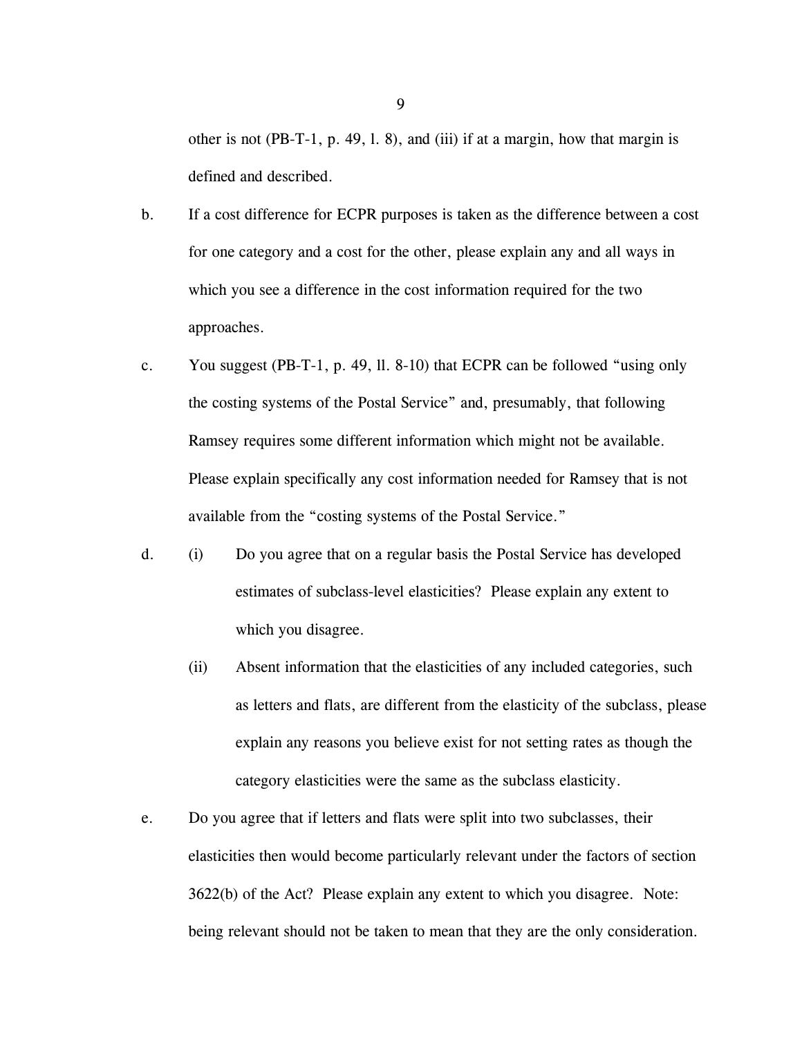other is not (PB-T-1, p. 49, l. 8), and (iii) if at a margin, how that margin is defined and described.

b. If a cost difference for ECPR purposes is taken as the difference between a cost for one category and a cost for the other, please explain any and all ways in which you see a difference in the cost information required for the two approaches.

c. You suggest (PB-T-1, p. 49, ll. 8-10) that ECPR can be followed "using only the costing systems of the Postal Service" and, presumably, that following Ramsey requires some different information which might not be available. Please explain specifically any cost information needed for Ramsey that is not available from the "costing systems of the Postal Service."

d. (i) Do you agree that on a regular basis the Postal Service has developed estimates of subclass-level elasticities? Please explain any extent to which you disagree.

   (ii) Absent information that the elasticities of any included categories, such as letters and flats, are different from the elasticity of the subclass, please explain any reasons you believe exist for not setting rates as though the category elasticities were the same as the subclass elasticity.

e. Do you agree that if letters and flats were split into two subclasses, their elasticities then would become particularly relevant under the factors of section 3622(b) of the Act? Please explain any extent to which you disagree. Note: being relevant should not be taken to mean that they are the only consideration.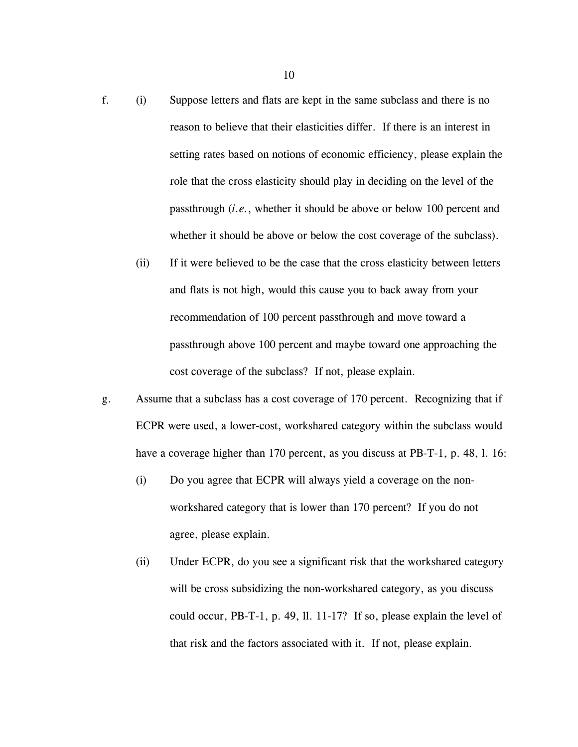f. (i) Suppose letters and flats are kept in the same subclass and there is no reason to believe that their elasticities differ. If there is an interest in setting rates based on notions of economic efficiency, please explain the role that the cross elasticity should play in deciding on the level of the passthrough (*i.e.*, whether it should be above or below 100 percent and whether it should be above or below the cost coverage of the subclass).

   (ii) If it were believed to be the case that the cross elasticity between letters and flats is not high, would this cause you to back away from your recommendation of 100 percent passthrough and move toward a passthrough above 100 percent and maybe toward one approaching the cost coverage of the subclass? If not, please explain.

g. Assume that a subclass has a cost coverage of 170 percent. Recognizing that if ECPR were used, a lower-cost, workshared category within the subclass would have a coverage higher than 170 percent, as you discuss at PB-T-1, p. 48, l. 16:

   (i) Do you agree that ECPR will always yield a coverage on the non-workshared category that is lower than 170 percent? If you do not agree, please explain.

   (ii) Under ECPR, do you see a significant risk that the workshared category will be cross subsidizing the non-workshared category, as you discuss could occur, PB-T-1, p. 49, ll. 11-17? If so, please explain the level of that risk and the factors associated with it. If not, please explain.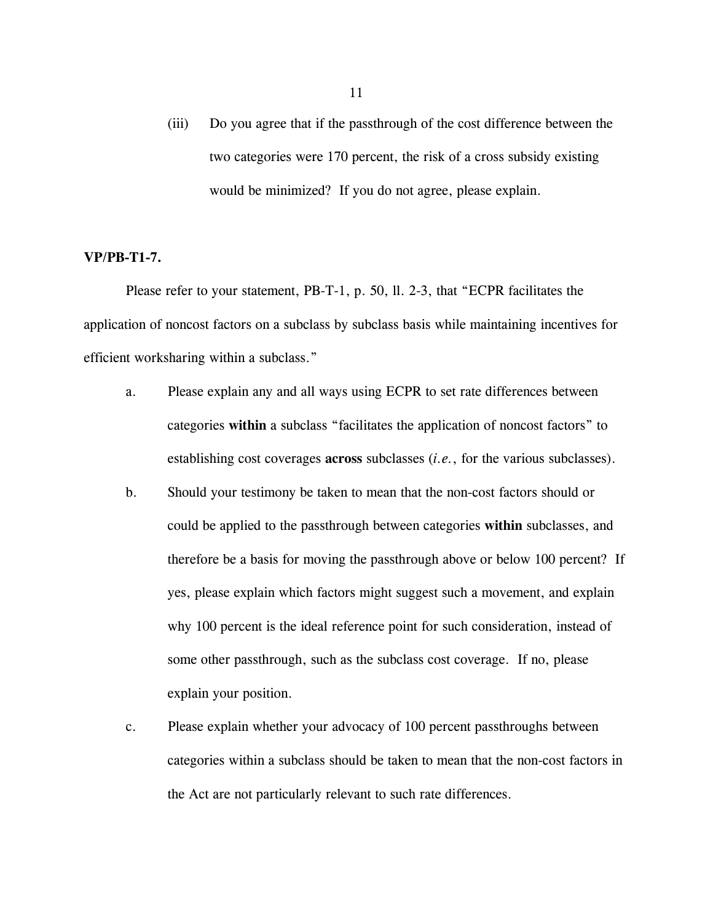(iii) Do you agree that if the passthrough of the cost difference between the two categories were 170 percent, the risk of a cross subsidy existing would be minimized? If you do not agree, please explain.

**VP/PB-T1-7.**

Please refer to your statement, PB-T-1, p. 50, ll. 2-3, that "ECPR facilitates the application of noncost factors on a subclass by subclass basis while maintaining incentives for efficient worksharing within a subclass."

a. Please explain any and all ways using ECPR to set rate differences between categories **within** a subclass "facilitates the application of noncost factors" to establishing cost coverages **across** subclasses (*i.e.*, for the various subclasses).

b. Should your testimony be taken to mean that the non-cost factors should or could be applied to the passthrough between categories **within** subclasses, and therefore be a basis for moving the passthrough above or below 100 percent? If yes, please explain which factors might suggest such a movement, and explain why 100 percent is the ideal reference point for such consideration, instead of some other passthrough, such as the subclass cost coverage. If no, please explain your position.

c. Please explain whether your advocacy of 100 percent passthroughs between categories within a subclass should be taken to mean that the non-cost factors in the Act are not particularly relevant to such rate differences.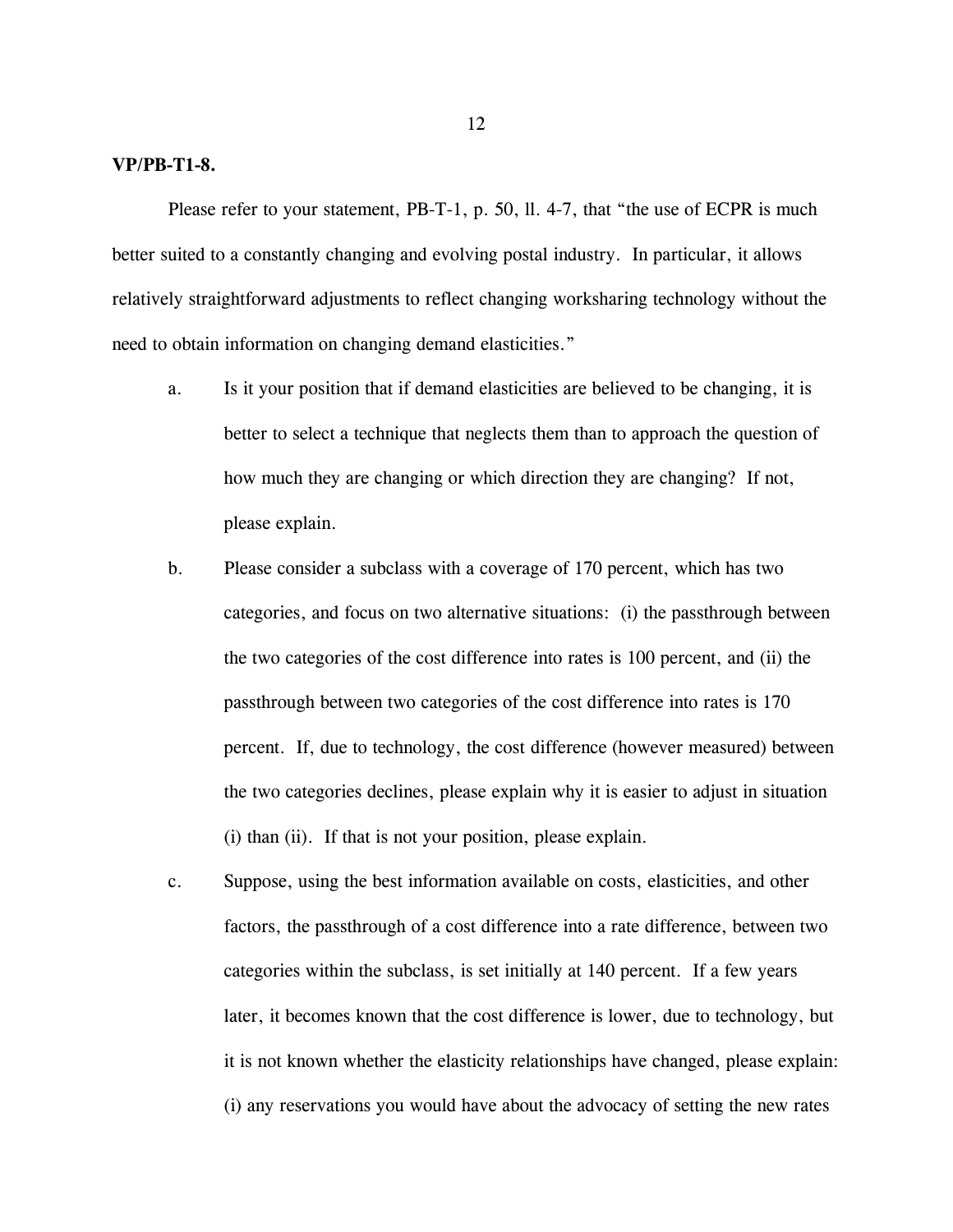**VP/PB-T1-8.**

Please refer to your statement, PB-T-1, p. 50, ll. 4-7, that "the use of ECPR is much better suited to a constantly changing and evolving postal industry. In particular, it allows relatively straightforward adjustments to reflect changing worksharing technology without the need to obtain information on changing demand elasticities."

a. Is it your position that if demand elasticities are believed to be changing, it is better to select a technique that neglects them than to approach the question of how much they are changing or which direction they are changing? If not, please explain.

b. Please consider a subclass with a coverage of 170 percent, which has two categories, and focus on two alternative situations: (i) the passthrough between the two categories of the cost difference into rates is 100 percent, and (ii) the passthrough between two categories of the cost difference into rates is 170 percent. If, due to technology, the cost difference (however measured) between the two categories declines, please explain why it is easier to adjust in situation (i) than (ii). If that is not your position, please explain.

c. Suppose, using the best information available on costs, elasticities, and other factors, the passthrough of a cost difference into a rate difference, between two categories within the subclass, is set initially at 140 percent. If a few years later, it becomes known that the cost difference is lower, due to technology, but it is not known whether the elasticity relationships have changed, please explain: (i) any reservations you would have about the advocacy of setting the new rates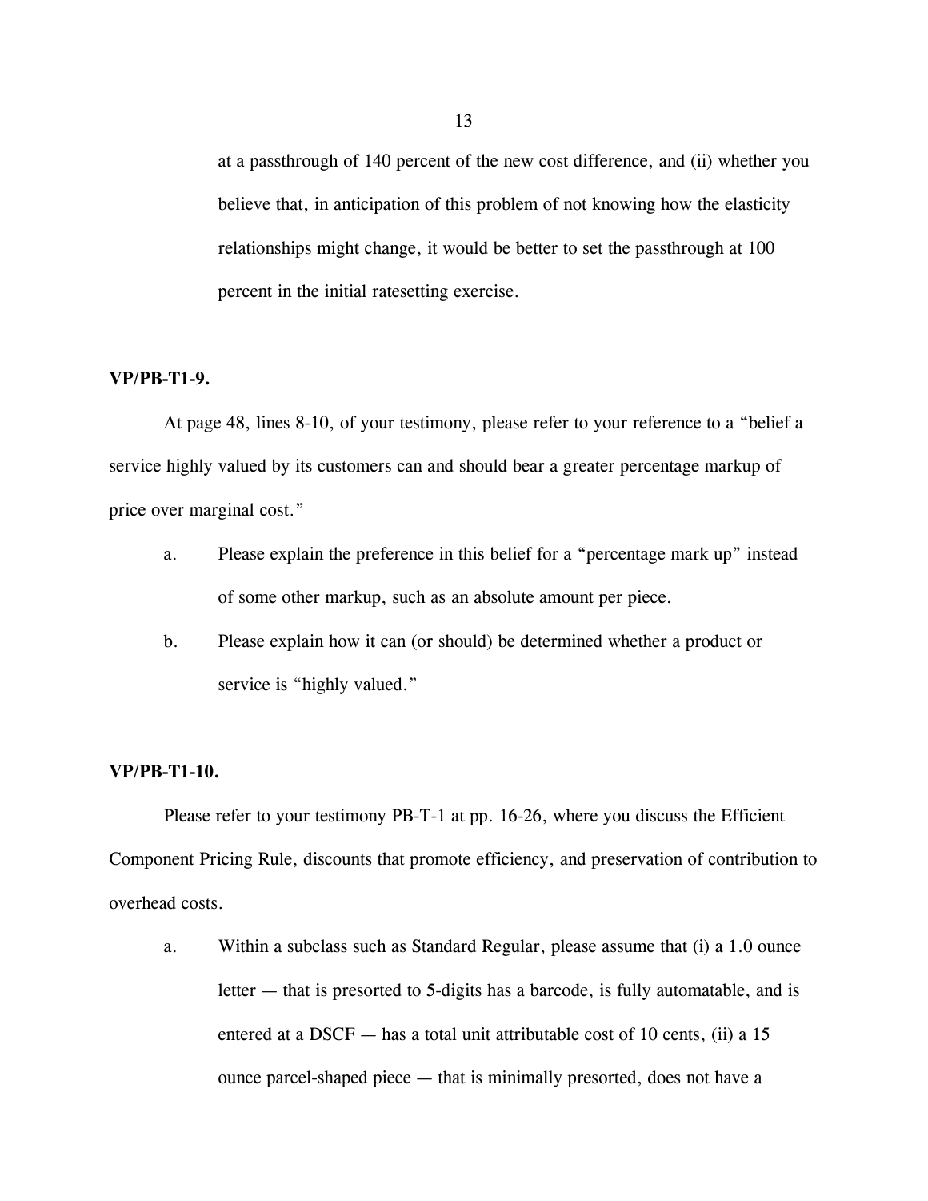at a passthrough of 140 percent of the new cost difference, and (ii) whether you believe that, in anticipation of this problem of not knowing how the elasticity relationships might change, it would be better to set the passthrough at 100 percent in the initial ratesetting exercise.

**VP/PB-T1-9.**

At page 48, lines 8-10, of your testimony, please refer to your reference to a "belief a service highly valued by its customers can and should bear a greater percentage markup of price over marginal cost."

a. Please explain the preference in this belief for a "percentage mark up" instead of some other markup, such as an absolute amount per piece.

b. Please explain how it can (or should) be determined whether a product or service is "highly valued."

**VP/PB-T1-10.**

Please refer to your testimony PB-T-1 at pp. 16-26, where you discuss the Efficient Component Pricing Rule, discounts that promote efficiency, and preservation of contribution to overhead costs.

a. Within a subclass such as Standard Regular, please assume that (i) a 1.0 ounce letter — that is presorted to 5-digits has a barcode, is fully automatable, and is entered at a DSCF — has a total unit attributable cost of 10 cents, (ii) a 15 ounce parcel-shaped piece — that is minimally presorted, does not have a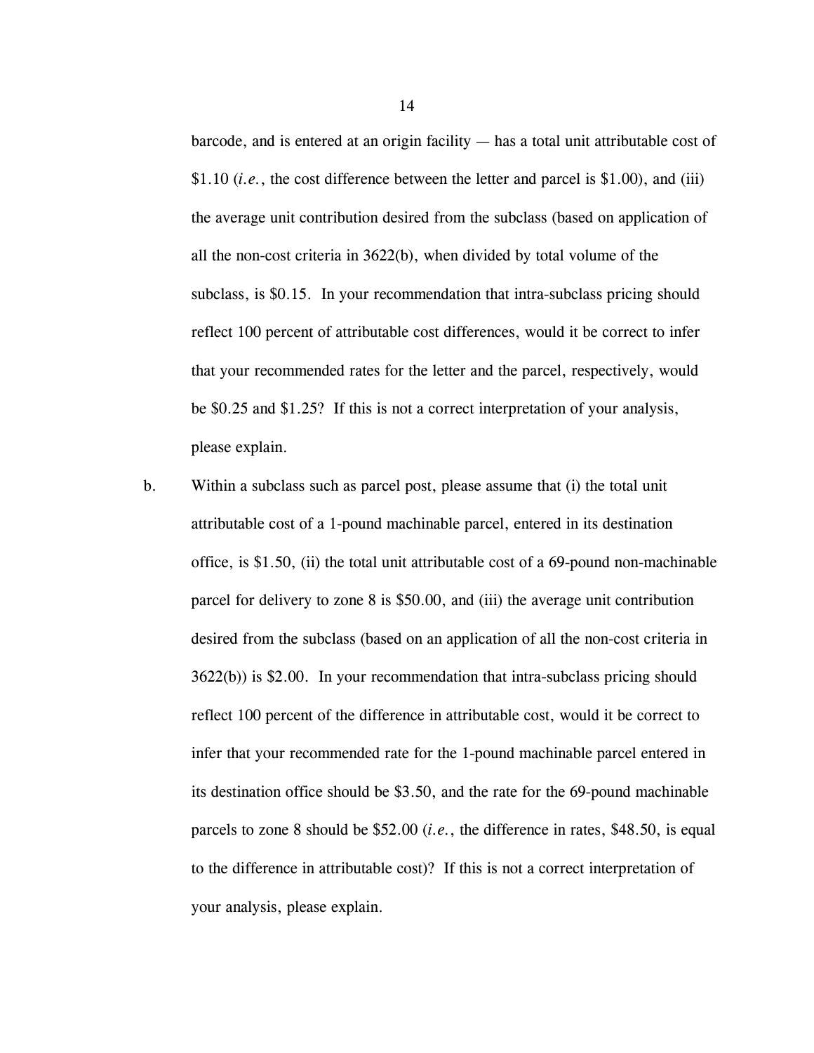barcode, and is entered at an origin facility — has a total unit attributable cost of $1.10 (*i.e.*, the cost difference between the letter and parcel is $1.00), and (iii) the average unit contribution desired from the subclass (based on application of all the non-cost criteria in 3622(b), when divided by total volume of the subclass, is $0.15. In your recommendation that intra-subclass pricing should reflect 100 percent of attributable cost differences, would it be correct to infer that your recommended rates for the letter and the parcel, respectively, would be $0.25 and $1.25? If this is not a correct interpretation of your analysis, please explain.

b. Within a subclass such as parcel post, please assume that (i) the total unit attributable cost of a 1-pound machinable parcel, entered in its destination office, is $1.50, (ii) the total unit attributable cost of a 69-pound non-machinable parcel for delivery to zone 8 is $50.00, and (iii) the average unit contribution desired from the subclass (based on an application of all the non-cost criteria in 3622(b)) is $2.00. In your recommendation that intra-subclass pricing should reflect 100 percent of the difference in attributable cost, would it be correct to infer that your recommended rate for the 1-pound machinable parcel entered in its destination office should be $3.50, and the rate for the 69-pound machinable parcels to zone 8 should be $52.00 (*i.e.*, the difference in rates, $48.50, is equal to the difference in attributable cost)? If this is not a correct interpretation of your analysis, please explain.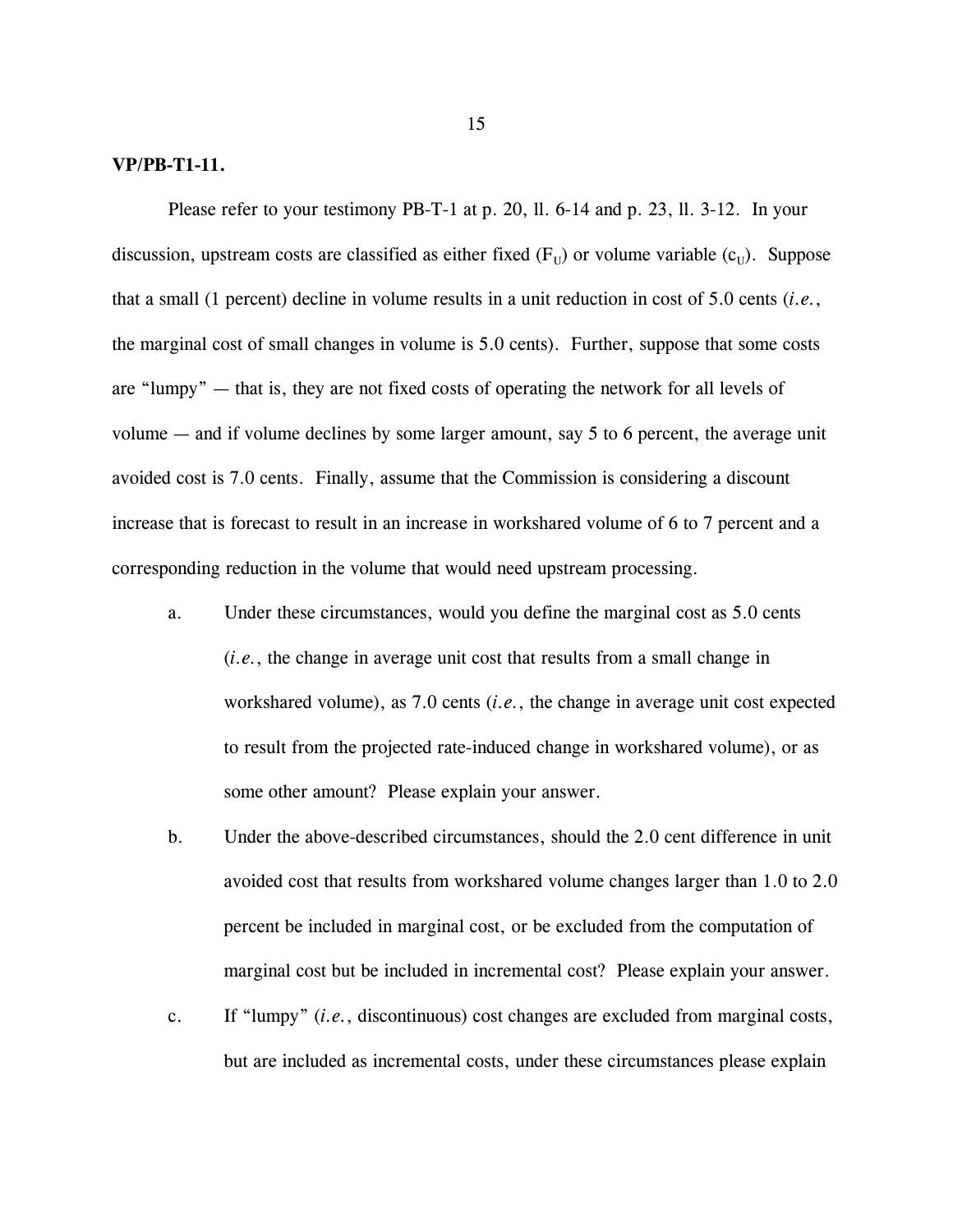**VP/PB-T1-11.**

Please refer to your testimony PB-T-1 at p. 20, ll. 6-14 and p. 23, ll. 3-12. In your discussion, upstream costs are classified as either fixed ($F_U$) or volume variable ($c_U$). Suppose that a small (1 percent) decline in volume results in a unit reduction in cost of 5.0 cents (*i.e.*, the marginal cost of small changes in volume is 5.0 cents). Further, suppose that some costs are "lumpy" — that is, they are not fixed costs of operating the network for all levels of volume — and if volume declines by some larger amount, say 5 to 6 percent, the average unit avoided cost is 7.0 cents. Finally, assume that the Commission is considering a discount increase that is forecast to result in an increase in workshared volume of 6 to 7 percent and a corresponding reduction in the volume that would need upstream processing.

a. Under these circumstances, would you define the marginal cost as 5.0 cents (*i.e.*, the change in average unit cost that results from a small change in workshared volume), as 7.0 cents (*i.e.*, the change in average unit cost expected to result from the projected rate-induced change in workshared volume), or as some other amount? Please explain your answer.

b. Under the above-described circumstances, should the 2.0 cent difference in unit avoided cost that results from workshared volume changes larger than 1.0 to 2.0 percent be included in marginal cost, or be excluded from the computation of marginal cost but be included in incremental cost? Please explain your answer.

c. If "lumpy" (*i.e.*, discontinuous) cost changes are excluded from marginal costs, but are included as incremental costs, under these circumstances please explain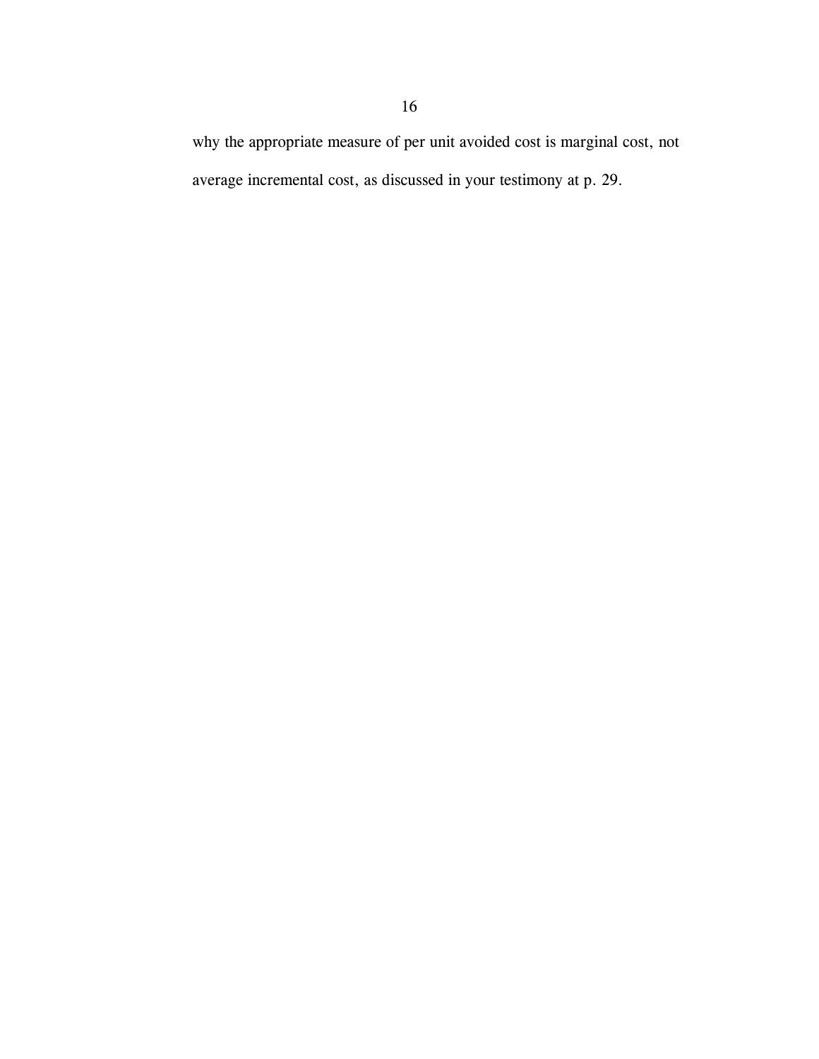why the appropriate measure of per unit avoided cost is marginal cost, not average incremental cost, as discussed in your testimony at p. 29.